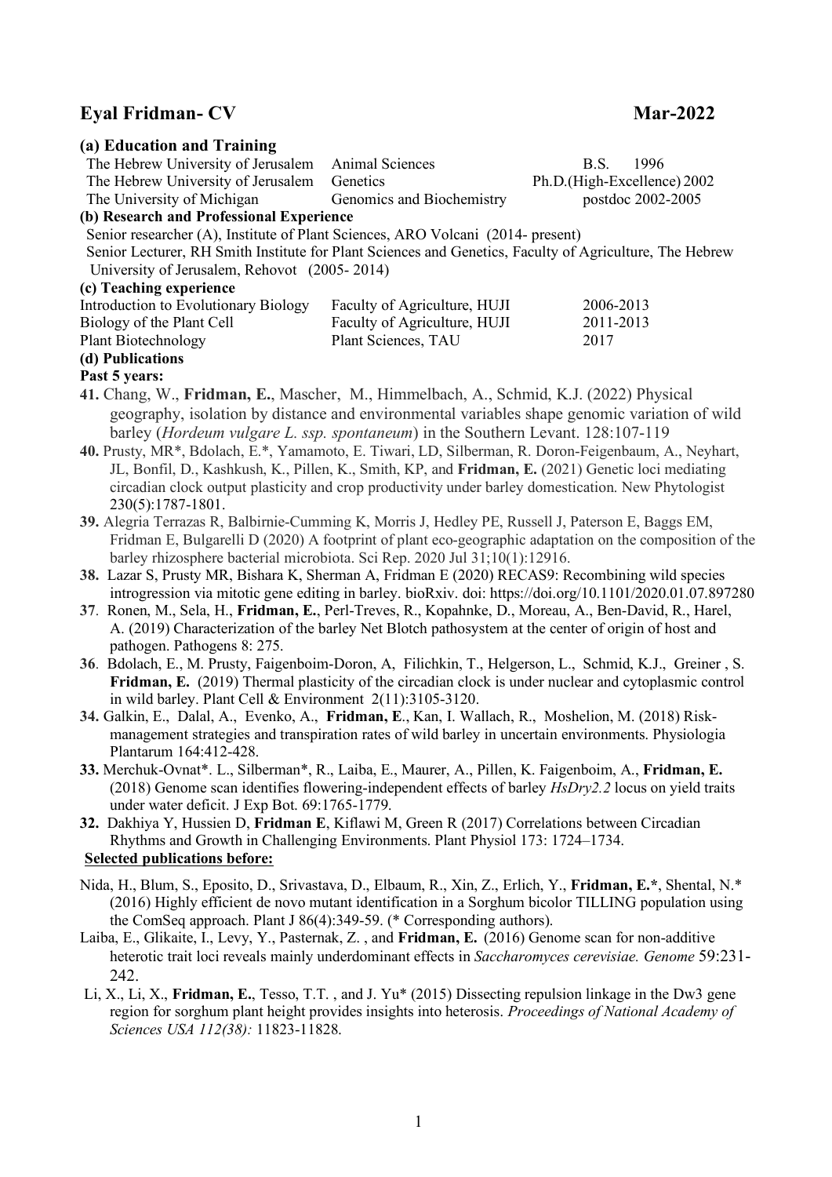# Eyal Fridman- CV                                                                                    Mar-2022

### (a) Education and Training

| | | |
|---|---|---|
| The Hebrew University of Jerusalem | Animal Sciences | B.S. 1996 |
| The Hebrew University of Jerusalem | Genetics | Ph.D.(High-Excellence) 2002 |
| The University of Michigan | Genomics and Biochemistry | postdoc 2002-2005 |

### (b) Research and Professional Experience

Senior researcher (A), Institute of Plant Sciences, ARO Volcani (2014- present)

Senior Lecturer, RH Smith Institute for Plant Sciences and Genetics, Faculty of Agriculture, The Hebrew University of Jerusalem, Rehovot (2005- 2014)

### (c) Teaching experience

| | | |
|---|---|---|
| Introduction to Evolutionary Biology | Faculty of Agriculture, HUJI | 2006-2013 |
| Biology of the Plant Cell | Faculty of Agriculture, HUJI | 2011-2013 |
| Plant Biotechnology | Plant Sciences, TAU | 2017 |

### (d) Publications

**Past 5 years:**

**41.** Chang, W., **Fridman, E.**, Mascher, M., Himmelbach, A., Schmid, K.J. (2022) Physical geography, isolation by distance and environmental variables shape genomic variation of wild barley (*Hordeum vulgare L. ssp. spontaneum*) in the Southern Levant. 128:107-119

**40.** Prusty, MR*, Bdolach, E.*, Yamamoto, E. Tiwari, LD, Silberman, R. Doron-Feigenbaum, A., Neyhart, JL, Bonfil, D., Kashkush, K., Pillen, K., Smith, KP, and **Fridman, E.** (2021) Genetic loci mediating circadian clock output plasticity and crop productivity under barley domestication. New Phytologist 230(5):1787-1801.

**39.** Alegria Terrazas R, Balbirnie-Cumming K, Morris J, Hedley PE, Russell J, Paterson E, Baggs EM, Fridman E, Bulgarelli D (2020) A footprint of plant eco-geographic adaptation on the composition of the barley rhizosphere bacterial microbiota. Sci Rep. 2020 Jul 31;10(1):12916.

**38.** Lazar S, Prusty MR, Bishara K, Sherman A, Fridman E (2020) RECAS9: Recombining wild species introgression via mitotic gene editing in barley. bioRxiv. doi: https://doi.org/10.1101/2020.01.07.897280

**37**. Ronen, M., Sela, H., **Fridman, E.**, Perl-Treves, R., Kopahnke, D., Moreau, A., Ben-David, R., Harel, A. (2019) Characterization of the barley Net Blotch pathosystem at the center of origin of host and pathogen. Pathogens 8: 275.

**36**. Bdolach, E., M. Prusty, Faigenboim-Doron, A, Filichkin, T., Helgerson, L., Schmid, K.J., Greiner , S. **Fridman, E.** (2019) Thermal plasticity of the circadian clock is under nuclear and cytoplasmic control in wild barley. Plant Cell & Environment 2(11):3105-3120.

**34.** Galkin, E., Dalal, A., Evenko, A., **Fridman, E**., Kan, I. Wallach, R., Moshelion, M. (2018) Risk-management strategies and transpiration rates of wild barley in uncertain environments. Physiologia Plantarum 164:412-428.

**33.** Merchuk-Ovnat*. L., Silberman*, R., Laiba, E., Maurer, A., Pillen, K. Faigenboim, A., **Fridman, E.** (2018) Genome scan identifies flowering-independent effects of barley *HsDry2.2* locus on yield traits under water deficit. J Exp Bot. 69:1765-1779.

**32.** Dakhiya Y, Hussien D, **Fridman E**, Kiflawi M, Green R (2017) Correlations between Circadian Rhythms and Growth in Challenging Environments. Plant Physiol 173: 1724–1734.

**Selected publications before:**

Nida, H., Blum, S., Eposito, D., Srivastava, D., Elbaum, R., Xin, Z., Erlich, Y., **Fridman, E.***, Shental, N.* (2016) Highly efficient de novo mutant identification in a Sorghum bicolor TILLING population using the ComSeq approach. Plant J 86(4):349-59. (* Corresponding authors).

Laiba, E., Glikaite, I., Levy, Y., Pasternak, Z. , and **Fridman, E.** (2016) Genome scan for non-additive heterotic trait loci reveals mainly underdominant effects in *Saccharomyces cerevisiae. Genome* 59:231-242.

Li, X., Li, X., **Fridman, E.**, Tesso, T.T. , and J. Yu* (2015) Dissecting repulsion linkage in the Dw3 gene region for sorghum plant height provides insights into heterosis. *Proceedings of National Academy of Sciences USA 112(38):* 11823-11828.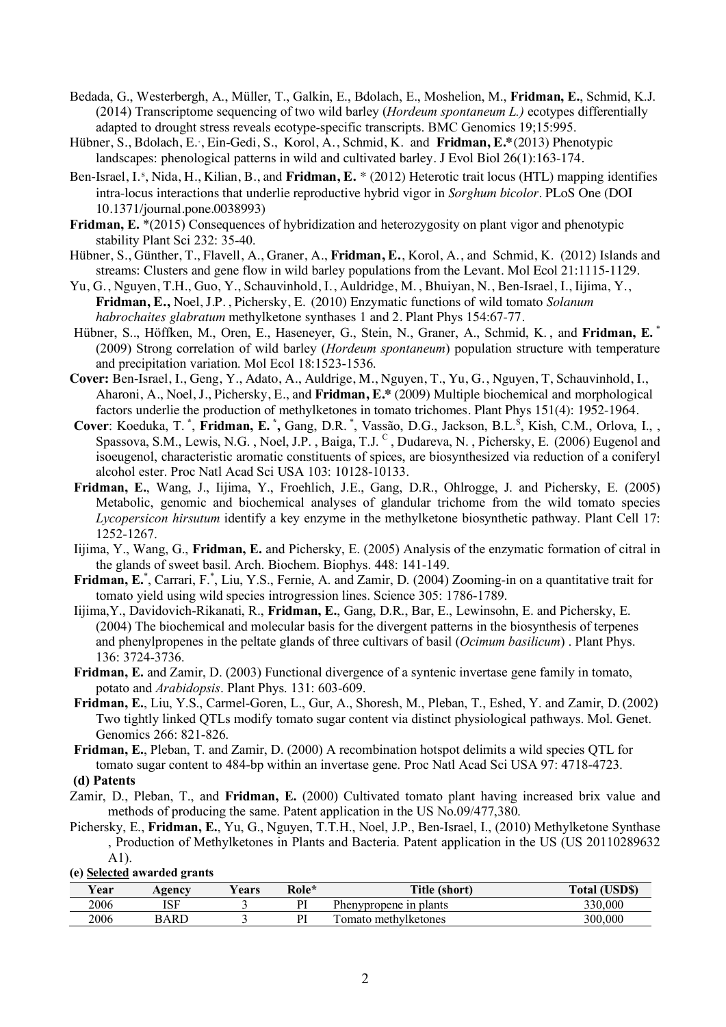Bedada, G., Westerbergh, A., Müller, T., Galkin, E., Bdolach, E., Moshelion, M., **Fridman, E.**, Schmid, K.J. (2014) Transcriptome sequencing of two wild barley (*Hordeum spontaneum L.)* ecotypes differentially adapted to drought stress reveals ecotype-specific transcripts. BMC Genomics 19;15:995.

Hübner, S., Bdolach, E.[s], Ein-Gedi, S., Korol, A., Schmid, K. and **Fridman, E.***(2013) Phenotypic landscapes: phenological patterns in wild and cultivated barley. J Evol Biol 26(1):163-174.

Ben-Israel, I.[s], Nida, H., Kilian, B., and **Fridman, E.** * (2012) Heterotic trait locus (HTL) mapping identifies intra-locus interactions that underlie reproductive hybrid vigor in *Sorghum bicolor*. PLoS One (DOI 10.1371/journal.pone.0038993)

**Fridman, E.** *(2015) Consequences of hybridization and heterozygosity on plant vigor and phenotypic stability Plant Sci 232: 35-40.

Hübner, S., Günther, T., Flavell, A., Graner, A., **Fridman, E.**, Korol, A., and Schmid, K. (2012) Islands and streams: Clusters and gene flow in wild barley populations from the Levant. Mol Ecol 21:1115-1129.

Yu, G., Nguyen, T.H., Guo, Y., Schauvinhold, I., Auldridge, M., Bhuiyan, N., Ben-Israel, I., Iijima, Y., **Fridman, E.,** Noel, J.P., Pichersky, E. (2010) Enzymatic functions of wild tomato *Solanum habrochaites glabratum* methylketone synthases 1 and 2. Plant Phys 154:67-77.

Hübner, S.., Höffken, M., Oren, E., Haseneyer, G., Stein, N., Graner, A., Schmid, K., and **Fridman, E.** * (2009) Strong correlation of wild barley (*Hordeum spontaneum*) population structure with temperature and precipitation variation. Mol Ecol 18:1523-1536.

**Cover:** Ben-Israel, I., Geng, Y., Adato, A., Auldrige, M., Nguyen, T., Yu, G., Nguyen, T, Schauvinhold, I., Aharoni, A., Noel, J., Pichersky, E., and **Fridman, E.*** (2009) Multiple biochemical and morphological factors underlie the production of methylketones in tomato trichomes. Plant Phys 151(4): 1952-1964.

**Cover**: Koeduka, T. *, **Fridman, E. *,** Gang, D.R. *, Vassão, D.G., Jackson, B.L.[S], Kish, C.M., Orlova, I., , Spassova, S.M., Lewis, N.G. , Noel, J.P. , Baiga, T.J. [C] , Dudareva, N. , Pichersky, E. (2006) Eugenol and isoeugenol, characteristic aromatic constituents of spices, are biosynthesized via reduction of a coniferyl alcohol ester. Proc Natl Acad Sci USA 103: 10128-10133.

**Fridman, E.**, Wang, J., Iijima, Y., Froehlich, J.E., Gang, D.R., Ohlrogge, J. and Pichersky, E. (2005) Metabolic, genomic and biochemical analyses of glandular trichome from the wild tomato species *Lycopersicon hirsutum* identify a key enzyme in the methylketone biosynthetic pathway. Plant Cell 17: 1252-1267.

Iijima, Y., Wang, G., **Fridman, E.** and Pichersky, E. (2005) Analysis of the enzymatic formation of citral in the glands of sweet basil. Arch. Biochem. Biophys. 448: 141-149.

**Fridman, E.***, Carrari, F.*, Liu, Y.S., Fernie, A. and Zamir, D. (2004) Zooming-in on a quantitative trait for tomato yield using wild species introgression lines. Science 305: 1786-1789.

Iijima,Y., Davidovich-Rikanati, R., **Fridman, E.**, Gang, D.R., Bar, E., Lewinsohn, E. and Pichersky, E. (2004) The biochemical and molecular basis for the divergent patterns in the biosynthesis of terpenes and phenylpropenes in the peltate glands of three cultivars of basil (*Ocimum basilicum*) . Plant Phys. 136: 3724-3736.

**Fridman, E.** and Zamir, D. (2003) Functional divergence of a syntenic invertase gene family in tomato, potato and *Arabidopsis*. Plant Phys. 131: 603-609.

**Fridman, E.**, Liu, Y.S., Carmel-Goren, L., Gur, A., Shoresh, M., Pleban, T., Eshed, Y. and Zamir, D. (2002) Two tightly linked QTLs modify tomato sugar content via distinct physiological pathways. Mol. Genet. Genomics 266: 821-826.

**Fridman, E.**, Pleban, T. and Zamir, D. (2000) A recombination hotspot delimits a wild species QTL for tomato sugar content to 484-bp within an invertase gene. Proc Natl Acad Sci USA 97: 4718-4723.

**(d) Patents**

Zamir, D., Pleban, T., and **Fridman, E.** (2000) Cultivated tomato plant having increased brix value and methods of producing the same. Patent application in the US No.09/477,380.

Pichersky, E., **Fridman, E.**, Yu, G., Nguyen, T.T.H., Noel, J.P., Ben-Israel, I., (2010) Methylketone Synthase , Production of Methylketones in Plants and Bacteria. Patent application in the US (US 20110289632 A1).

**(e) Selected awarded grants**

| Year | Agency | Years | Role* | Title (short) | Total (USD$) |
|---|---|---|---|---|---|
| 2006 | ISF | 3 | PI | Phenypropene in plants | 330,000 |
| 2006 | BARD | 3 | PI | Tomato methylketones | 300,000 |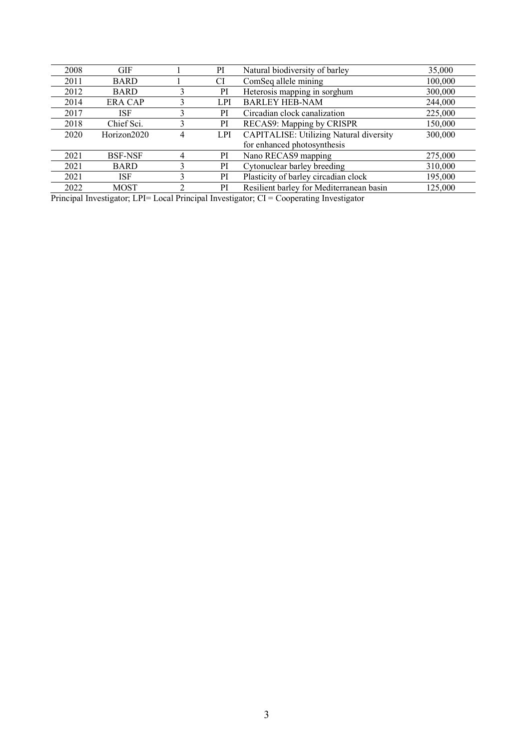| | | | | | |
|---|---|---|---|---|---|
| 2008 | GIF | 1 | PI | Natural biodiversity of barley | 35,000 |
| 2011 | BARD | 1 | CI | ComSeq allele mining | 100,000 |
| 2012 | BARD | 3 | PI | Heterosis mapping in sorghum | 300,000 |
| 2014 | ERA CAP | 3 | LPI | BARLEY HEB-NAM | 244,000 |
| 2017 | ISF | 3 | PI | Circadian clock canalization | 225,000 |
| 2018 | Chief Sci. | 3 | PI | RECAS9: Mapping by CRISPR | 150,000 |
| 2020 | Horizon2020 | 4 | LPI | CAPITALISE: Utilizing Natural diversity for enhanced photosynthesis | 300,000 |
| 2021 | BSF-NSF | 4 | PI | Nano RECAS9 mapping | 275,000 |
| 2021 | BARD | 3 | PI | Cytonuclear barley breeding | 310,000 |
| 2021 | ISF | 3 | PI | Plasticity of barley circadian clock | 195,000 |
| 2022 | MOST | 2 | PI | Resilient barley for Mediterranean basin | 125,000 |

Principal Investigator; LPI= Local Principal Investigator; CI = Cooperating Investigator